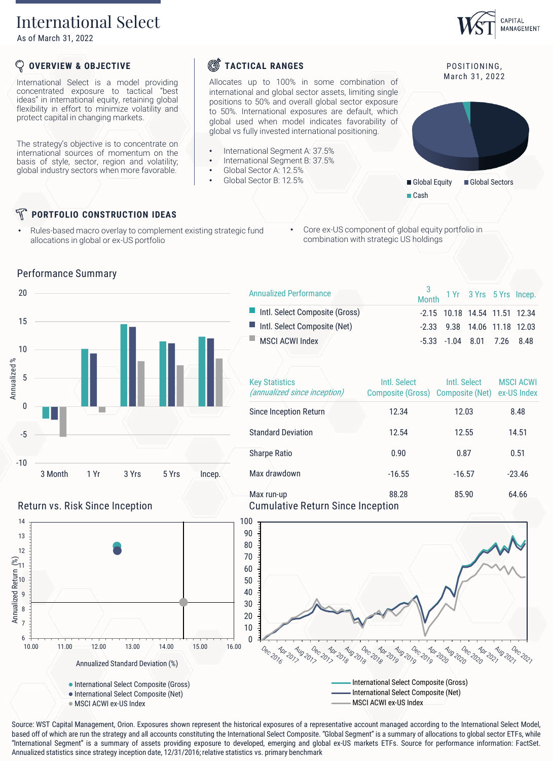# International Select

As of March 31, 2022

WST CAPITAL MANAGEMENT

## OVERVIEW & OBJECTIVE

International Select is a model providing concentrated exposure to tactical "best ideas" in international equity, retaining global flexibility in effort to minimize volatility and protect capital in changing markets.

The strategy's objective is to concentrate on international sources of momentum on the basis of style, sector, region and volatility; global industry sectors when more favorable.

## TACTICAL RANGES

Allocates up to 100% in some combination of international and global sector assets, limiting single positions to 50% and overall global sector exposure to 50%. International exposures are default, which global used when model indicates favorability of global vs fully invested international positioning.

- International Segment A: 37.5%
- International Segment B: 37.5%
- Global Sector A: 12.5%
- Global Sector B: 12.5%

POSITIONING, March 31, 2022

Global Equity | Global Sectors | Cash

## PORTFOLIO CONSTRUCTION IDEAS

- Rules-based macro overlay to complement existing strategic fund allocations in global or ex-US portfolio
- Core ex-US component of global equity portfolio in combination with strategic US holdings

## Performance Summary

| Annualized Performance | 3 Month | 1 Yr | 3 Yrs | 5 Yrs | Incep. |
|---|---|---|---|---|---|
| Intl. Select Composite (Gross) | -2.15 | 10.18 | 14.54 | 11.51 | 12.34 |
| Intl. Select Composite (Net) | -2.33 | 9.38 | 14.06 | 11.18 | 12.03 |
| MSCI ACWI Index | -5.33 | -1.04 | 8.01 | 7.26 | 8.48 |

| Key Statistics *(annualized since inception)* | Intl. Select Composite (Gross) | Intl. Select Composite (Net) | MSCI ACWI ex-US Index |
|---|---|---|---|
| Since Inception Return | 12.34 | 12.03 | 8.48 |
| Standard Deviation | 12.54 | 12.55 | 14.51 |
| Sharpe Ratio | 0.90 | 0.87 | 0.51 |
| Max drawdown | -16.55 | -16.57 | -23.46 |
| Max run-up | 88.28 | 85.90 | 64.66 |

## Return vs. Risk Since Inception

- International Select Composite (Gross)
- International Select Composite (Net)
- MSCI ACWI ex-US Index

## Cumulative Return Since Inception

- International Select Composite (Gross)
- International Select Composite (Net)
- MSCI ACWI ex-US Index

Source: WST Capital Management, Orion. Exposures shown represent the historical exposures of a representative account managed according to the International Select Model, based off of which are run the strategy and all accounts constituting the International Select Composite. "Global Segment" is a summary of allocations to global sector ETFs, while "International Segment" is a summary of assets providing exposure to developed, emerging and global ex-US markets ETFs. Source for performance information: FactSet. Annualized statistics since strategy inception date, 12/31/2016; relative statistics vs. primary benchmark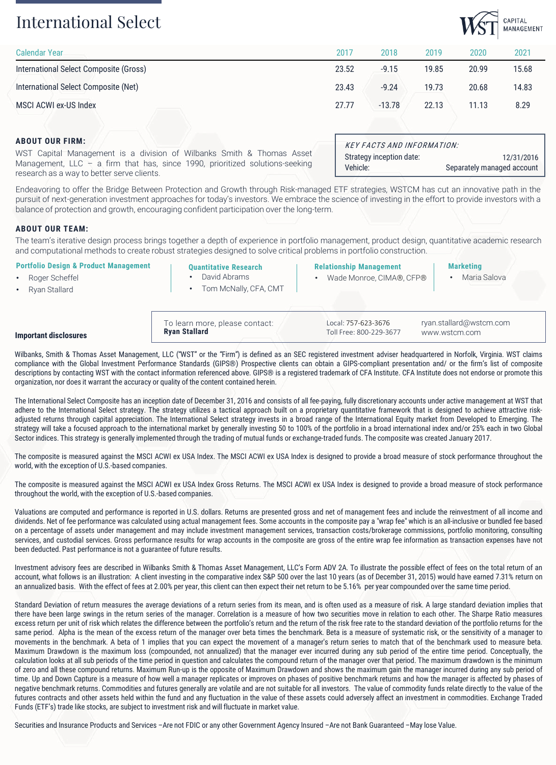# International Select

| Calendar Year | 2017 | 2018 | 2019 | 2020 | 2021 |
|---|---|---|---|---|---|
| International Select Composite (Gross) | 23.52 | -9.15 | 19.85 | 20.99 | 15.68 |
| International Select Composite (Net) | 23.43 | -9.24 | 19.73 | 20.68 | 14.83 |
| MSCI ACWI ex-US Index | 27.77 | -13.78 | 22.13 | 11.13 | 8.29 |

## ABOUT OUR FIRM:

WST Capital Management is a division of Wilbanks Smith & Thomas Asset Management, LLC – a firm that has, since 1990, prioritized solutions-seeking research as a way to better serve clients.

*KEY FACTS AND INFORMATION:*

| | |
|---|---|
| Strategy inception date: | 12/31/2016 |
| Vehicle: | Separately managed account |

Endeavoring to offer the Bridge Between Protection and Growth through Risk-managed ETF strategies, WSTCM has cut an innovative path in the pursuit of next-generation investment approaches for today's investors. We embrace the science of investing in the effort to provide investors with a balance of protection and growth, encouraging confident participation over the long-term.

## ABOUT OUR TEAM:

The team's iterative design process brings together a depth of experience in portfolio management, product design, quantitative academic research and computational methods to create robust strategies designed to solve critical problems in portfolio construction.

**Portfolio Design & Product Management**
- Roger Scheffel
- Ryan Stallard

**Quantitative Research**
- David Abrams
- Tom McNally, CFA, CMT

**Relationship Management**
- Wade Monroe, CIMA®, CFP®

**Marketing**
- Maria Salova

To learn more, please contact:
**Ryan Stallard**
Local: 757-623-3676
Toll Free: 800-229-3677
ryan.stallard@wstcm.com
www.wstcm.com

**Important disclosures**

Wilbanks, Smith & Thomas Asset Management, LLC ("WST" or the "Firm") is defined as an SEC registered investment adviser headquartered in Norfolk, Virginia. WST claims compliance with the Global Investment Performance Standards (GIPS®) Prospective clients can obtain a GIPS-compliant presentation and/ or the firm's list of composite descriptions by contacting WST with the contact information referenced above. GIPS® is a registered trademark of CFA Institute. CFA Institute does not endorse or promote this organization, nor does it warrant the accuracy or quality of the content contained herein.

The International Select Composite has an inception date of December 31, 2016 and consists of all fee-paying, fully discretionary accounts under active management at WST that adhere to the International Select strategy. The strategy utilizes a tactical approach built on a proprietary quantitative framework that is designed to achieve attractive risk-adjusted returns through capital appreciation. The International Select strategy invests in a broad range of the International Equity market from Developed to Emerging. The strategy will take a focused approach to the international market by generally investing 50 to 100% of the portfolio in a broad international index and/or 25% each in two Global Sector indices. This strategy is generally implemented through the trading of mutual funds or exchange-traded funds. The composite was created January 2017.

The composite is measured against the MSCI ACWI ex USA Index. The MSCI ACWI ex USA Index is designed to provide a broad measure of stock performance throughout the world, with the exception of U.S.-based companies.

The composite is measured against the MSCI ACWI ex USA Index Gross Returns. The MSCI ACWI ex USA Index is designed to provide a broad measure of stock performance throughout the world, with the exception of U.S.-based companies.

Valuations are computed and performance is reported in U.S. dollars. Returns are presented gross and net of management fees and include the reinvestment of all income and dividends. Net of fee performance was calculated using actual management fees. Some accounts in the composite pay a "wrap fee" which is an all-inclusive or bundled fee based on a percentage of assets under management and may include investment management services, transaction costs/brokerage commissions, portfolio monitoring, consulting services, and custodial services. Gross performance results for wrap accounts in the composite are gross of the entire wrap fee information as transaction expenses have not been deducted. Past performance is not a guarantee of future results.

Investment advisory fees are described in Wilbanks Smith & Thomas Asset Management, LLC's Form ADV 2A. To illustrate the possible effect of fees on the total return of an account, what follows is an illustration: A client investing in the comparative index S&P 500 over the last 10 years (as of December 31, 2015) would have earned 7.31% return on an annualized basis. With the effect of fees at 2.00% per year, this client can then expect their net return to be 5.16% per year compounded over the same time period.

Standard Deviation of return measures the average deviations of a return series from its mean, and is often used as a measure of risk. A large standard deviation implies that there have been large swings in the return series of the manager. Correlation is a measure of how two securities move in relation to each other. The Sharpe Ratio measures excess return per unit of risk which relates the difference between the portfolio's return and the return of the risk free rate to the standard deviation of the portfolio returns for the same period. Alpha is the mean of the excess return of the manager over beta times the benchmark. Beta is a measure of systematic risk, or the sensitivity of a manager to movements in the benchmark. A beta of 1 implies that you can expect the movement of a manager's return series to match that of the benchmark used to measure beta. Maximum Drawdown is the maximum loss (compounded, not annualized) that the manager ever incurred during any sub period of the entire time period. Conceptually, the calculation looks at all sub periods of the time period in question and calculates the compound return of the manager over that period. The maximum drawdown is the minimum of zero and all these compound returns. Maximum Run-up is the opposite of Maximum Drawdown and shows the maximum gain the manager incurred during any sub period of time. Up and Down Capture is a measure of how well a manager replicates or improves on phases of positive benchmark returns and how the manager is affected by phases of negative benchmark returns. Commodities and futures generally are volatile and are not suitable for all investors. The value of commodity funds relate directly to the value of the futures contracts and other assets held within the fund and any fluctuation in the value of these assets could adversely affect an investment in commodities. Exchange Traded Funds (ETF's) trade like stocks, are subject to investment risk and will fluctuate in market value.

Securities and Insurance Products and Services –Are not FDIC or any other Government Agency Insured –Are not Bank Guaranteed –May lose Value.